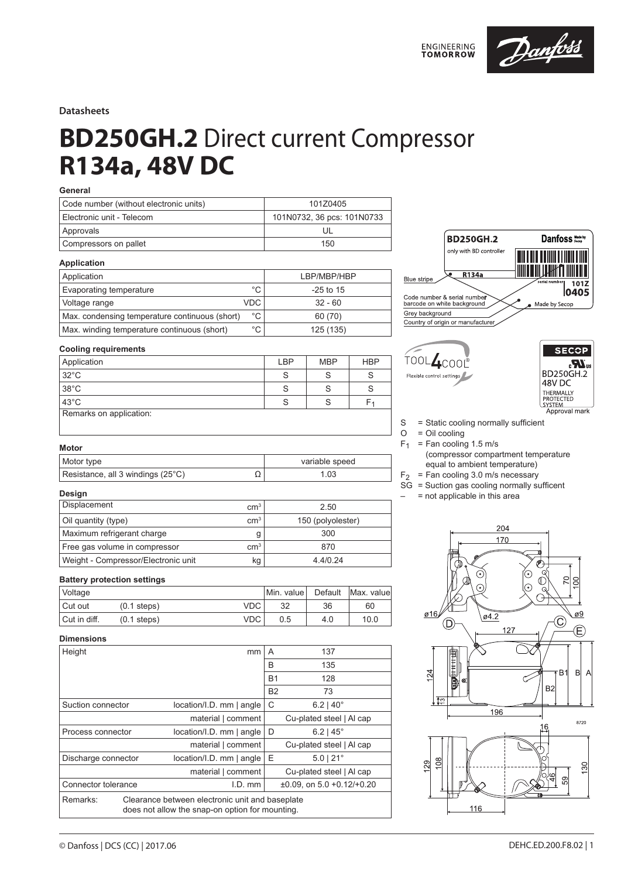Datasheets

# **BD250GH.2** Direct current Compressor **R134a, 48V DC**

**General**

| Code number (without electronic units) | 101Z0405 |
|---|---|
| Electronic unit - Telecom | 101N0732, 36 pcs: 101N0733 |
| Approvals | UL |
| Compressors on pallet | 150 |

**Application**

| Application | | LBP/MBP/HBP |
|---|---|---|
| Evaporating temperature | °C | -25 to 15 |
| Voltage range | VDC | 32 - 60 |
| Max. condensing temperature continuous (short) | °C | 60 (70) |
| Max. winding temperature continuous (short) | °C | 125 (135) |

**Cooling requirements**

| Application | LBP | MBP | HBP |
|---|---|---|---|
| 32°C | S | S | S |
| 38°C | S | S | S |
| 43°C | S | S | $F_1$ |
| Remarks on application: | | | |

S = Static cooling normally sufficient
O = Oil cooling
$F_1$ = Fan cooling 1.5 m/s (compressor compartment temperature equal to ambient temperature)
$F_2$ = Fan cooling 3.0 m/s necessary
SG = Suction gas cooling normally sufficent
– = not applicable in this area

**Motor**

| Motor type | | variable speed |
|---|---|---|
| Resistance, all 3 windings (25°C) | Ω | 1.03 |

**Design**

| Displacement | $cm^3$ | 2.50 |
|---|---|---|
| Oil quantity (type) | $cm^3$ | 150 (polyolester) |
| Maximum refrigerant charge | g | 300 |
| Free gas volume in compressor | $cm^3$ | 870 |
| Weight - Compressor/Electronic unit | kg | 4.4/0.24 |

**Battery protection settings**

| Voltage | | | Min. value | Default | Max. value |
|---|---|---|---|---|---|
| Cut out | (0.1 steps) | VDC | 32 | 36 | 60 |
| Cut in diff. | (0.1 steps) | VDC | 0.5 | 4.0 | 10.0 |

**Dimensions**

| Height | mm | A | 137 |
|---|---|---|---|
| | | B | 135 |
| | | B1 | 128 |
| | | B2 | 73 |
| Suction connector | location/I.D. mm \| angle | C | 6.2 \| 40° |
| | material \| comment | | Cu-plated steel \| Al cap |
| Process connector | location/I.D. mm \| angle | D | 6.2 \| 45° |
| | material \| comment | | Cu-plated steel \| Al cap |
| Discharge connector | location/I.D. mm \| angle | E | 5.0 \| 21° |
| | material \| comment | | Cu-plated steel \| Al cap |
| Connector tolerance | I.D. mm | | ±0.09, on 5.0 +0.12/+0.20 |

Remarks: Clearance between electronic unit and baseplate does not allow the snap-on option for mounting.

BD250GH.2 — only with BD controller — R134a — serial number — 101Z 0405

Blue stripe; Code number & serial number barcode on white background; Grey background; Country of origin or manufacturer; Made by Secop

TOOL4COOL® Flexible control settings

SECOP — BD250GH.2 48V DC THERMALLY PROTECTED SYSTEM

Approval mark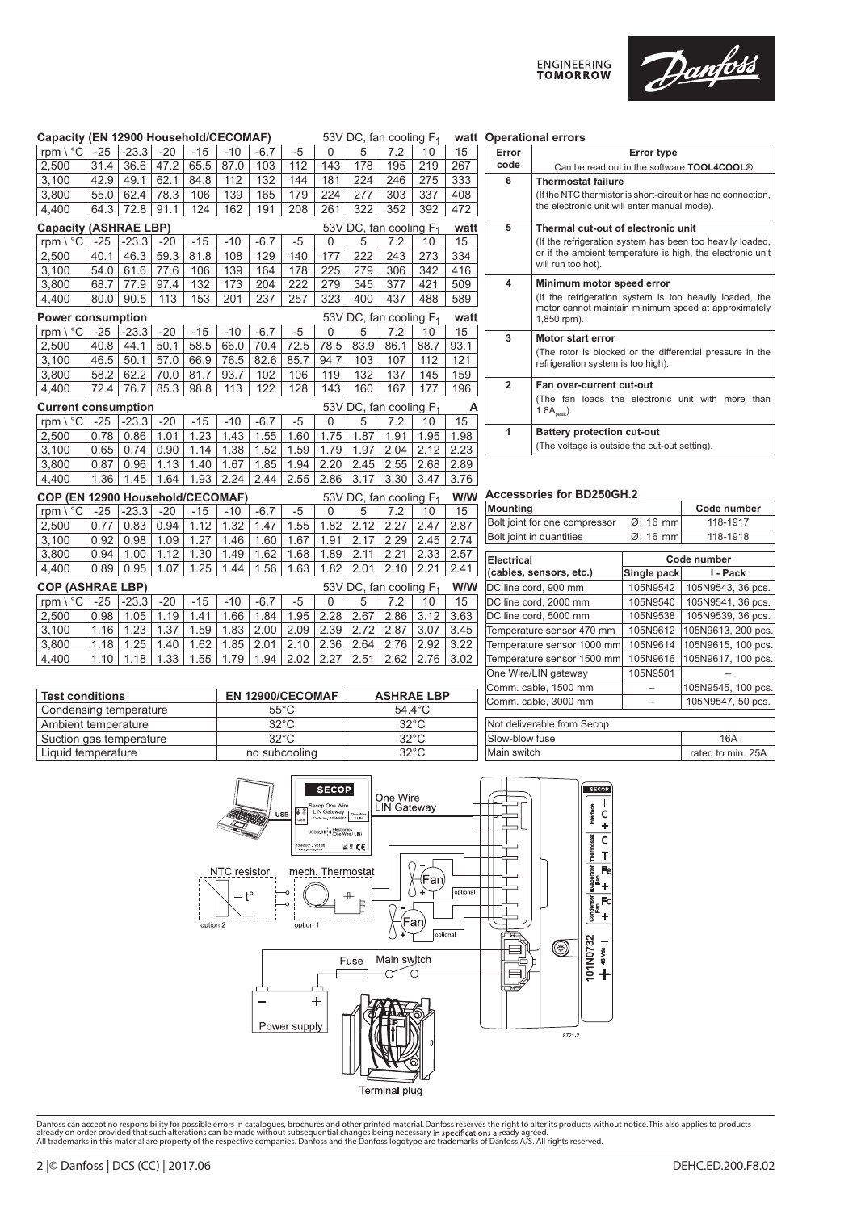## Capacity (EN 12900 Household/CECOMAF)

53V DC, fan cooling $F_1$ — watt

| rpm \ °C | -25 | -23.3 | -20 | -15 | -10 | -6.7 | -5 | 0 | 5 | 7.2 | 10 | 15 |
|---|---|---|---|---|---|---|---|---|---|---|---|---|
| 2,500 | 31.4 | 36.6 | 47.2 | 65.5 | 87.0 | 103 | 112 | 143 | 178 | 195 | 219 | 267 |
| 3,100 | 42.9 | 49.1 | 62.1 | 84.8 | 112 | 132 | 144 | 181 | 224 | 246 | 275 | 333 |
| 3,800 | 55.0 | 62.4 | 78.3 | 106 | 139 | 165 | 179 | 224 | 277 | 303 | 337 | 408 |
| 4,400 | 64.3 | 72.8 | 91.1 | 124 | 162 | 191 | 208 | 261 | 322 | 352 | 392 | 472 |

## Capacity (ASHRAE LBP)

53V DC, fan cooling $F_1$ — watt

| rpm \ °C | -25 | -23.3 | -20 | -15 | -10 | -6.7 | -5 | 0 | 5 | 7.2 | 10 | 15 |
|---|---|---|---|---|---|---|---|---|---|---|---|---|
| 2,500 | 40.1 | 46.3 | 59.3 | 81.8 | 108 | 129 | 140 | 177 | 222 | 243 | 273 | 334 |
| 3,100 | 54.0 | 61.6 | 77.6 | 106 | 139 | 164 | 178 | 225 | 279 | 306 | 342 | 416 |
| 3,800 | 68.7 | 77.9 | 97.4 | 132 | 173 | 204 | 222 | 279 | 345 | 377 | 421 | 509 |
| 4,400 | 80.0 | 90.5 | 113 | 153 | 201 | 237 | 257 | 323 | 400 | 437 | 488 | 589 |

## Power consumption

53V DC, fan cooling $F_1$ — watt

| rpm \ °C | -25 | -23.3 | -20 | -15 | -10 | -6.7 | -5 | 0 | 5 | 7.2 | 10 | 15 |
|---|---|---|---|---|---|---|---|---|---|---|---|---|
| 2,500 | 40.8 | 44.1 | 50.1 | 58.5 | 66.0 | 70.4 | 72.5 | 78.5 | 83.9 | 86.1 | 88.7 | 93.1 |
| 3,100 | 46.5 | 50.1 | 57.0 | 66.9 | 76.5 | 82.6 | 85.7 | 94.7 | 103 | 107 | 112 | 121 |
| 3,800 | 58.2 | 62.2 | 70.0 | 81.7 | 93.7 | 102 | 106 | 119 | 132 | 137 | 145 | 159 |
| 4,400 | 72.4 | 76.7 | 85.3 | 98.8 | 113 | 122 | 128 | 143 | 160 | 167 | 177 | 196 |

## Current consumption

53V DC, fan cooling $F_1$ — A

| rpm \ °C | -25 | -23.3 | -20 | -15 | -10 | -6.7 | -5 | 0 | 5 | 7.2 | 10 | 15 |
|---|---|---|---|---|---|---|---|---|---|---|---|---|
| 2,500 | 0.78 | 0.86 | 1.01 | 1.23 | 1.43 | 1.55 | 1.60 | 1.75 | 1.87 | 1.91 | 1.95 | 1.98 |
| 3,100 | 0.65 | 0.74 | 0.90 | 1.14 | 1.38 | 1.52 | 1.59 | 1.79 | 1.97 | 2.04 | 2.12 | 2.23 |
| 3,800 | 0.87 | 0.96 | 1.13 | 1.40 | 1.67 | 1.85 | 1.94 | 2.20 | 2.45 | 2.55 | 2.68 | 2.89 |
| 4,400 | 1.36 | 1.45 | 1.64 | 1.93 | 2.24 | 2.44 | 2.55 | 2.86 | 3.17 | 3.30 | 3.47 | 3.76 |

## COP (EN 12900 Household/CECOMAF)

53V DC, fan cooling $F_1$ — W/W

| rpm \ °C | -25 | -23.3 | -20 | -15 | -10 | -6.7 | -5 | 0 | 5 | 7.2 | 10 | 15 |
|---|---|---|---|---|---|---|---|---|---|---|---|---|
| 2,500 | 0.77 | 0.83 | 0.94 | 1.12 | 1.32 | 1.47 | 1.55 | 1.82 | 2.12 | 2.27 | 2.47 | 2.87 |
| 3,100 | 0.92 | 0.98 | 1.09 | 1.27 | 1.46 | 1.60 | 1.67 | 1.91 | 2.17 | 2.29 | 2.45 | 2.74 |
| 3,800 | 0.94 | 1.00 | 1.12 | 1.30 | 1.49 | 1.62 | 1.68 | 1.89 | 2.11 | 2.21 | 2.33 | 2.57 |
| 4,400 | 0.89 | 0.95 | 1.07 | 1.25 | 1.44 | 1.56 | 1.63 | 1.82 | 2.01 | 2.10 | 2.21 | 2.41 |

## COP (ASHRAE LBP)

53V DC, fan cooling $F_1$ — W/W

| rpm \ °C | -25 | -23.3 | -20 | -15 | -10 | -6.7 | -5 | 0 | 5 | 7.2 | 10 | 15 |
|---|---|---|---|---|---|---|---|---|---|---|---|---|
| 2,500 | 0.98 | 1.05 | 1.19 | 1.41 | 1.66 | 1.84 | 1.95 | 2.28 | 2.67 | 2.86 | 3.12 | 3.63 |
| 3,100 | 1.16 | 1.23 | 1.37 | 1.59 | 1.83 | 2.00 | 2.09 | 2.39 | 2.72 | 2.87 | 3.07 | 3.45 |
| 3,800 | 1.18 | 1.25 | 1.40 | 1.62 | 1.85 | 2.01 | 2.10 | 2.36 | 2.64 | 2.76 | 2.92 | 3.22 |
| 4,400 | 1.10 | 1.18 | 1.33 | 1.55 | 1.79 | 1.94 | 2.02 | 2.27 | 2.51 | 2.62 | 2.76 | 3.02 |

| Test conditions | EN 12900/CECOMAF | ASHRAE LBP |
|---|---|---|
| Condensing temperature | 55°C | 54.4°C |
| Ambient temperature | 32°C | 32°C |
| Suction gas temperature | 32°C | 32°C |
| Liquid temperature | no subcooling | 32°C |

## Operational errors

| Error code | Error type<br>Can be read out in the software **TOOL4COOL®** |
|---|---|
| 6 | **Thermostat failure**<br>(If the NTC thermistor is short-circuit or has no connection, the electronic unit will enter manual mode). |
| 5 | **Thermal cut-out of electronic unit**<br>(If the refrigeration system has been too heavily loaded, or if the ambient temperature is high, the electronic unit will run too hot). |
| 4 | **Minimum motor speed error**<br>(If the refrigeration system is too heavily loaded, the motor cannot maintain minimum speed at approximately 1,850 rpm). |
| 3 | **Motor start error**<br>(The rotor is blocked or the differential pressure in the refrigeration system is too high). |
| 2 | **Fan over-current cut-out**<br>(The fan loads the electronic unit with more than $1.8A_{peak}$). |
| 1 | **Battery protection cut-out**<br>(The voltage is outside the cut-out setting). |

## Accessories for BD250GH.2

| Mounting | | Code number |
|---|---|---|
| Bolt joint for one compressor | Ø: 16 mm | 118-1917 |
| Bolt joint in quantities | Ø: 16 mm | 118-1918 |

| Electrical (cables, sensors, etc.) | Code number<br>Single pack | <br>I - Pack |
|---|---|---|
| DC line cord, 900 mm | 105N9542 | 105N9543, 36 pcs. |
| DC line cord, 2000 mm | 105N9540 | 105N9541, 36 pcs. |
| DC line cord, 5000 mm | 105N9538 | 105N9539, 36 pcs. |
| Temperature sensor 470 mm | 105N9612 | 105N9613, 200 pcs. |
| Temperature sensor 1000 mm | 105N9614 | 105N9615, 100 pcs. |
| Temperature sensor 1500 mm | 105N9616 | 105N9617, 100 pcs. |
| One Wire/LIN gateway | 105N9501 | – |
| Comm. cable, 1500 mm | – | 105N9545, 100 pcs. |
| Comm. cable, 3000 mm | – | 105N9547, 50 pcs. |

| Not deliverable from Secop | |
|---|---|
| Slow-blow fuse | 16A |
| Main switch | rated to min. 25A |

USB
SECOP
Secop One Wire LIN Gateway
One Wire LIN Gateway
NTC resistor
option 2
mech. Thermostat
option 1
Fan
optional
Fan
optional
Fuse
Main switch
Power supply
Terminal plug
Interface C +
Thermostat C T
Evaporator Fan Fe +
Condenser Fan Fc +
101N0732
48 Vdc
8721-2

Danfoss can accept no responsibility for possible errors in catalogues, brochures and other printed material. Danfoss reserves the right to alter its products without notice. This also applies to products already on order provided that such alterations can be made without subsequential changes being necessary in specifications already agreed.
All trademarks in this material are property of the respective companies. Danfoss and the Danfoss logotype are trademarks of Danfoss A/S. All rights reserved.